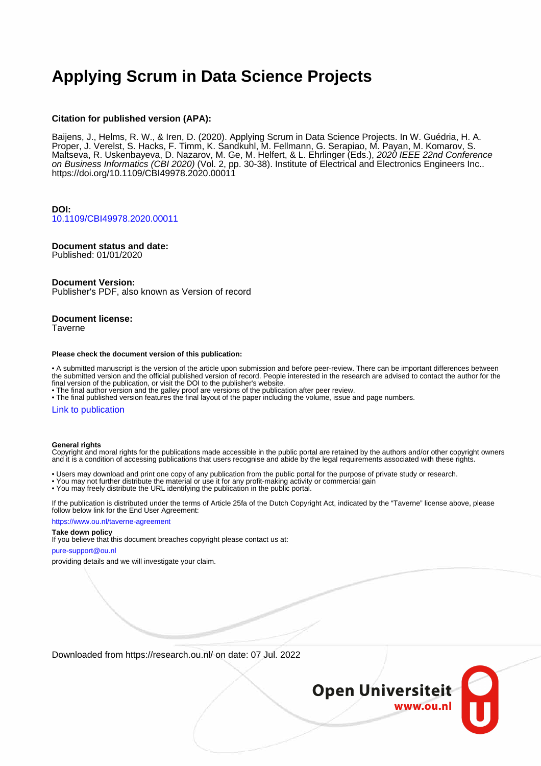# Applying Scrum in Data Science Projects

**Citation for published version (APA):**

Baijens, J., Helms, R. W., & Iren, D. (2020). Applying Scrum in Data Science Projects. In W. Guédria, H. A. Proper, J. Verelst, S. Hacks, F. Timm, K. Sandkuhl, M. Fellmann, G. Serapiao, M. Payan, M. Komarov, S. Maltseva, R. Uskenbayeva, D. Nazarov, M. Ge, M. Helfert, & L. Ehrlinger (Eds.), *2020 IEEE 22nd Conference on Business Informatics (CBI 2020)* (Vol. 2, pp. 30-38). Institute of Electrical and Electronics Engineers Inc.. https://doi.org/10.1109/CBI49978.2020.00011

**DOI:**
10.1109/CBI49978.2020.00011

**Document status and date:**
Published: 01/01/2020

**Document Version:**
Publisher's PDF, also known as Version of record

**Document license:**
Taverne

**Please check the document version of this publication:**

- A submitted manuscript is the version of the article upon submission and before peer-review. There can be important differences between the submitted version and the official published version of record. People interested in the research are advised to contact the author for the final version of the publication, or visit the DOI to the publisher's website.
- The final author version and the galley proof are versions of the publication after peer review.
- The final published version features the final layout of the paper including the volume, issue and page numbers.

Link to publication

**General rights**
Copyright and moral rights for the publications made accessible in the public portal are retained by the authors and/or other copyright owners and it is a condition of accessing publications that users recognise and abide by the legal requirements associated with these rights.

- Users may download and print one copy of any publication from the public portal for the purpose of private study or research.
- You may not further distribute the material or use it for any profit-making activity or commercial gain
- You may freely distribute the URL identifying the publication in the public portal.

If the publication is distributed under the terms of Article 25fa of the Dutch Copyright Act, indicated by the "Taverne" license above, please follow below link for the End User Agreement:

https://www.ou.nl/taverne-agreement

**Take down policy**
If you believe that this document breaches copyright please contact us at:

pure-support@ou.nl

providing details and we will investigate your claim.

Downloaded from https://research.ou.nl/ on date: 07 Jul. 2022

Open Universiteit
www.ou.nl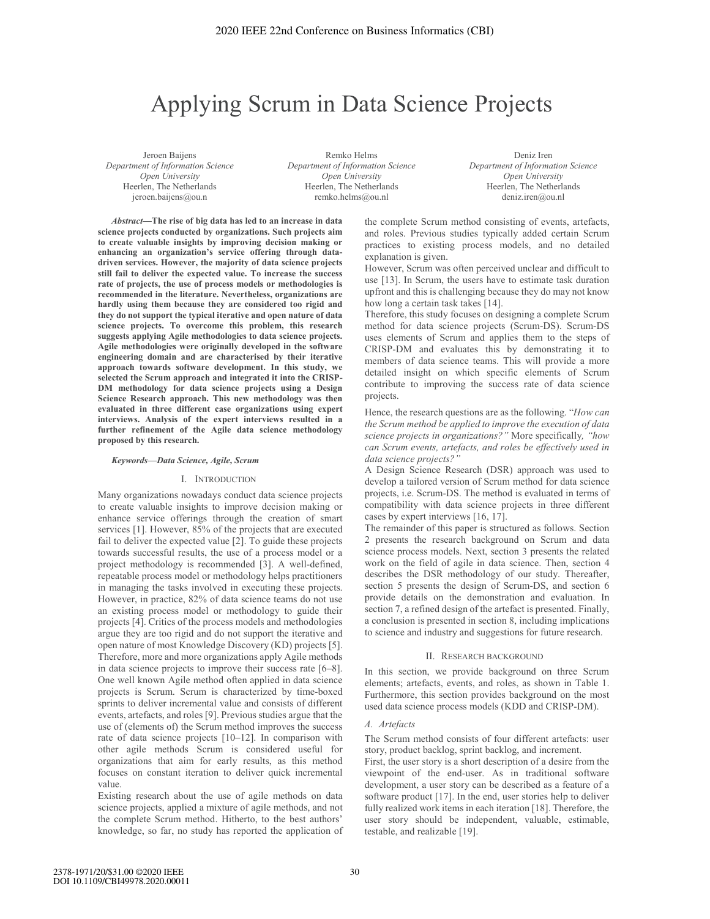# Applying Scrum in Data Science Projects

Jeroen Baijens
*Department of Information Science*
*Open University*
Heerlen, The Netherlands
jeroen.baijens@ou.n

Remko Helms
*Department of Information Science*
*Open University*
Heerlen, The Netherlands
remko.helms@ou.nl

Deniz Iren
*Department of Information Science*
*Open University*
Heerlen, The Netherlands
deniz.iren@ou.nl

***Abstract*—The rise of big data has led to an increase in data science projects conducted by organizations. Such projects aim to create valuable insights by improving decision making or enhancing an organization's service offering through data-driven services. However, the majority of data science projects still fail to deliver the expected value. To increase the success rate of projects, the use of process models or methodologies is recommended in the literature. Nevertheless, organizations are hardly using them because they are considered too rigid and they do not support the typical iterative and open nature of data science projects. To overcome this problem, this research suggests applying Agile methodologies to data science projects. Agile methodologies were originally developed in the software engineering domain and are characterised by their iterative approach towards software development. In this study, we selected the Scrum approach and integrated it into the CRISP-DM methodology for data science projects using a Design Science Research approach. This new methodology was then evaluated in three different case organizations using expert interviews. Analysis of the expert interviews resulted in a further refinement of the Agile data science methodology proposed by this research.**

***Keywords*—Data Science, Agile, Scrum**

## I. Introduction

Many organizations nowadays conduct data science projects to create valuable insights to improve decision making or enhance service offerings through the creation of smart services [1]. However, 85% of the projects that are executed fail to deliver the expected value [2]. To guide these projects towards successful results, the use of a process model or a project methodology is recommended [3]. A well-defined, repeatable process model or methodology helps practitioners in managing the tasks involved in executing these projects. However, in practice, 82% of data science teams do not use an existing process model or methodology to guide their projects [4]. Critics of the process models and methodologies argue they are too rigid and do not support the iterative and open nature of most Knowledge Discovery (KD) projects [5]. Therefore, more and more organizations apply Agile methods in data science projects to improve their success rate [6–8]. One well known Agile method often applied in data science projects is Scrum. Scrum is characterized by time-boxed sprints to deliver incremental value and consists of different events, artefacts, and roles [9]. Previous studies argue that the use of (elements of) the Scrum method improves the success rate of data science projects [10–12]. In comparison with other agile methods Scrum is considered useful for organizations that aim for early results, as this method focuses on constant iteration to deliver quick incremental value.

Existing research about the use of agile methods on data science projects, applied a mixture of agile methods, and not the complete Scrum method. Hitherto, to the best authors' knowledge, so far, no study has reported the application of the complete Scrum method consisting of events, artefacts, and roles. Previous studies typically added certain Scrum practices to existing process models, and no detailed explanation is given.

However, Scrum was often perceived unclear and difficult to use [13]. In Scrum, the users have to estimate task duration upfront and this is challenging because they do may not know how long a certain task takes [14].

Therefore, this study focuses on designing a complete Scrum method for data science projects (Scrum-DS). Scrum-DS uses elements of Scrum and applies them to the steps of CRISP-DM and evaluates this by demonstrating it to members of data science teams. This will provide a more detailed insight on which specific elements of Scrum contribute to improving the success rate of data science projects.

Hence, the research questions are as the following. "*How can the Scrum method be applied to improve the execution of data science projects in organizations?*" More specifically*, "how can Scrum events, artefacts, and roles be effectively used in data science projects?"*

A Design Science Research (DSR) approach was used to develop a tailored version of Scrum method for data science projects, i.e. Scrum-DS. The method is evaluated in terms of compatibility with data science projects in three different cases by expert interviews [16, 17].

The remainder of this paper is structured as follows. Section 2 presents the research background on Scrum and data science process models. Next, section 3 presents the related work on the field of agile in data science. Then, section 4 describes the DSR methodology of our study. Thereafter, section 5 presents the design of Scrum-DS, and section 6 provide details on the demonstration and evaluation. In section 7, a refined design of the artefact is presented. Finally, a conclusion is presented in section 8, including implications to science and industry and suggestions for future research.

## II. Research background

In this section, we provide background on three Scrum elements; artefacts, events, and roles, as shown in Table 1. Furthermore, this section provides background on the most used data science process models (KDD and CRISP-DM).

### *A. Artefacts*

The Scrum method consists of four different artefacts: user story, product backlog, sprint backlog, and increment.

First, the user story is a short description of a desire from the viewpoint of the end-user. As in traditional software development, a user story can be described as a feature of a software product [17]. In the end, user stories help to deliver fully realized work items in each iteration [18]. Therefore, the user story should be independent, valuable, estimable, testable, and realizable [19].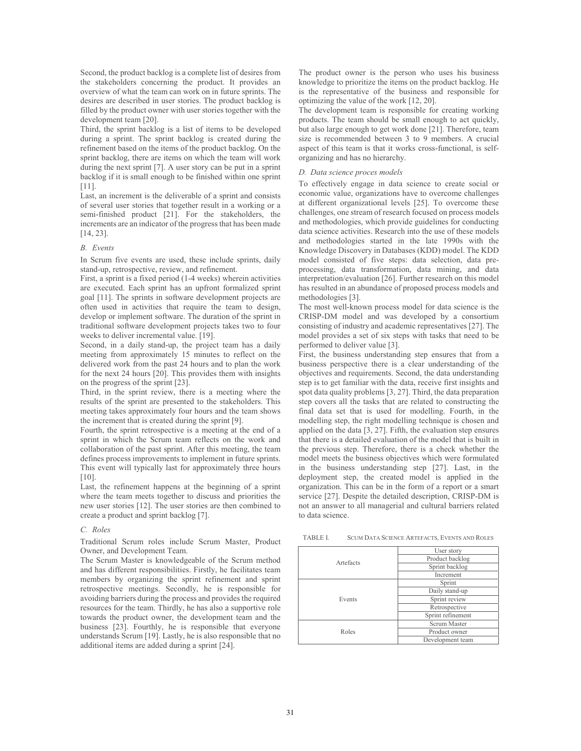Second, the product backlog is a complete list of desires from the stakeholders concerning the product. It provides an overview of what the team can work on in future sprints. The desires are described in user stories. The product backlog is filled by the product owner with user stories together with the development team [20].

Third, the sprint backlog is a list of items to be developed during a sprint. The sprint backlog is created during the refinement based on the items of the product backlog. On the sprint backlog, there are items on which the team will work during the next sprint [7]. A user story can be put in a sprint backlog if it is small enough to be finished within one sprint [11].

Last, an increment is the deliverable of a sprint and consists of several user stories that together result in a working or a semi-finished product [21]. For the stakeholders, the increments are an indicator of the progress that has been made [14, 23].

### B. Events

In Scrum five events are used, these include sprints, daily stand-up, retrospective, review, and refinement.

First, a sprint is a fixed period (1-4 weeks) wherein activities are executed. Each sprint has an upfront formalized sprint goal [11]. The sprints in software development projects are often used in activities that require the team to design, develop or implement software. The duration of the sprint in traditional software development projects takes two to four weeks to deliver incremental value. [19].

Second, in a daily stand-up, the project team has a daily meeting from approximately 15 minutes to reflect on the delivered work from the past 24 hours and to plan the work for the next 24 hours [20]. This provides them with insights on the progress of the sprint [23].

Third, in the sprint review, there is a meeting where the results of the sprint are presented to the stakeholders. This meeting takes approximately four hours and the team shows the increment that is created during the sprint [9].

Fourth, the sprint retrospective is a meeting at the end of a sprint in which the Scrum team reflects on the work and collaboration of the past sprint. After this meeting, the team defines process improvements to implement in future sprints. This event will typically last for approximately three hours [10].

Last, the refinement happens at the beginning of a sprint where the team meets together to discuss and priorities the new user stories [12]. The user stories are then combined to create a product and sprint backlog [7].

### C. Roles

Traditional Scrum roles include Scrum Master, Product Owner, and Development Team.

The Scrum Master is knowledgeable of the Scrum method and has different responsibilities. Firstly, he facilitates team members by organizing the sprint refinement and sprint retrospective meetings. Secondly, he is responsible for avoiding barriers during the process and provides the required resources for the team. Thirdly, he has also a supportive role towards the product owner, the development team and the business [23]. Fourthly, he is responsible that everyone understands Scrum [19]. Lastly, he is also responsible that no additional items are added during a sprint [24].

The product owner is the person who uses his business knowledge to prioritize the items on the product backlog. He is the representative of the business and responsible for optimizing the value of the work [12, 20].

The development team is responsible for creating working products. The team should be small enough to act quickly, but also large enough to get work done [21]. Therefore, team size is recommended between 3 to 9 members. A crucial aspect of this team is that it works cross-functional, is self-organizing and has no hierarchy.

### D. Data science proces models

To effectively engage in data science to create social or economic value, organizations have to overcome challenges at different organizational levels [25]. To overcome these challenges, one stream of research focused on process models and methodologies, which provide guidelines for conducting data science activities. Research into the use of these models and methodologies started in the late 1990s with the Knowledge Discovery in Databases (KDD) model. The KDD model consisted of five steps: data selection, data pre-processing, data transformation, data mining, and data interpretation/evaluation [26]. Further research on this model has resulted in an abundance of proposed process models and methodologies [3].

The most well-known process model for data science is the CRISP-DM model and was developed by a consortium consisting of industry and academic representatives [27]. The model provides a set of six steps with tasks that need to be performed to deliver value [3].

First, the business understanding step ensures that from a business perspective there is a clear understanding of the objectives and requirements. Second, the data understanding step is to get familiar with the data, receive first insights and spot data quality problems [3, 27]. Third, the data preparation step covers all the tasks that are related to constructing the final data set that is used for modelling. Fourth, in the modelling step, the right modelling technique is chosen and applied on the data [3, 27]. Fifth, the evaluation step ensures that there is a detailed evaluation of the model that is built in the previous step. Therefore, there is a check whether the model meets the business objectives which were formulated in the business understanding step [27]. Last, in the deployment step, the created model is applied in the organization. This can be in the form of a report or a smart service [27]. Despite the detailed description, CRISP-DM is not an answer to all managerial and cultural barriers related to data science.

TABLE I. SCUM DATA SCIENCE ARTEFACTS, EVENTS AND ROLES

| | |
|---|---|
| Artefacts | User story |
| | Product backlog |
| | Sprint backlog |
| | Increment |
| Events | Sprint |
| | Daily stand-up |
| | Sprint review |
| | Retrospective |
| | Sprint refinement |
| Roles | Scrum Master |
| | Product owner |
| | Development team |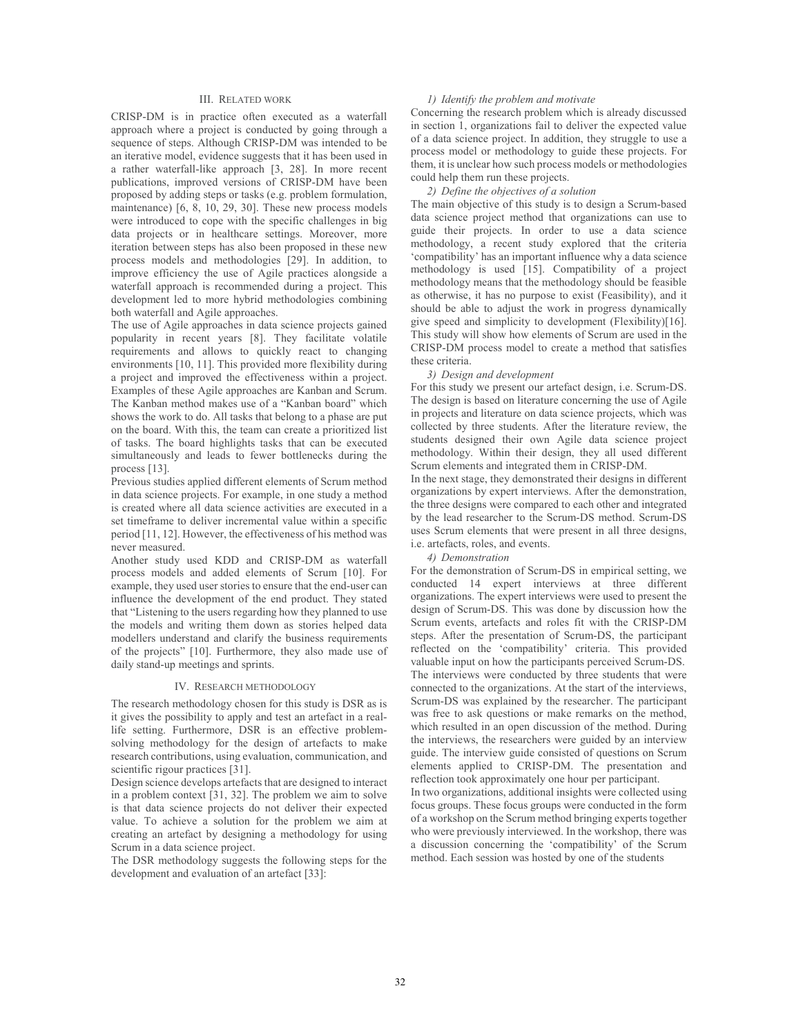## III. Related work

CRISP-DM is in practice often executed as a waterfall approach where a project is conducted by going through a sequence of steps. Although CRISP-DM was intended to be an iterative model, evidence suggests that it has been used in a rather waterfall-like approach [3, 28]. In more recent publications, improved versions of CRISP-DM have been proposed by adding steps or tasks (e.g. problem formulation, maintenance) [6, 8, 10, 29, 30]. These new process models were introduced to cope with the specific challenges in big data projects or in healthcare settings. Moreover, more iteration between steps has also been proposed in these new process models and methodologies [29]. In addition, to improve efficiency the use of Agile practices alongside a waterfall approach is recommended during a project. This development led to more hybrid methodologies combining both waterfall and Agile approaches.

The use of Agile approaches in data science projects gained popularity in recent years [8]. They facilitate volatile requirements and allows to quickly react to changing environments [10, 11]. This provided more flexibility during a project and improved the effectiveness within a project. Examples of these Agile approaches are Kanban and Scrum. The Kanban method makes use of a "Kanban board" which shows the work to do. All tasks that belong to a phase are put on the board. With this, the team can create a prioritized list of tasks. The board highlights tasks that can be executed simultaneously and leads to fewer bottlenecks during the process [13].

Previous studies applied different elements of Scrum method in data science projects. For example, in one study a method is created where all data science activities are executed in a set timeframe to deliver incremental value within a specific period [11, 12]. However, the effectiveness of his method was never measured.

Another study used KDD and CRISP-DM as waterfall process models and added elements of Scrum [10]. For example, they used user stories to ensure that the end-user can influence the development of the end product. They stated that "Listening to the users regarding how they planned to use the models and writing them down as stories helped data modellers understand and clarify the business requirements of the projects" [10]. Furthermore, they also made use of daily stand-up meetings and sprints.

## IV. Research methodology

The research methodology chosen for this study is DSR as is it gives the possibility to apply and test an artefact in a real-life setting. Furthermore, DSR is an effective problem-solving methodology for the design of artefacts to make research contributions, using evaluation, communication, and scientific rigour practices [31].

Design science develops artefacts that are designed to interact in a problem context [31, 32]. The problem we aim to solve is that data science projects do not deliver their expected value. To achieve a solution for the problem we aim at creating an artefact by designing a methodology for using Scrum in a data science project.

The DSR methodology suggests the following steps for the development and evaluation of an artefact [33]:

*1) Identify the problem and motivate*

Concerning the research problem which is already discussed in section 1, organizations fail to deliver the expected value of a data science project. In addition, they struggle to use a process model or methodology to guide these projects. For them, it is unclear how such process models or methodologies could help them run these projects.

*2) Define the objectives of a solution*

The main objective of this study is to design a Scrum-based data science project method that organizations can use to guide their projects. In order to use a data science methodology, a recent study explored that the criteria 'compatibility' has an important influence why a data science methodology is used [15]. Compatibility of a project methodology means that the methodology should be feasible as otherwise, it has no purpose to exist (Feasibility), and it should be able to adjust the work in progress dynamically give speed and simplicity to development (Flexibility)[16]. This study will show how elements of Scrum are used in the CRISP-DM process model to create a method that satisfies these criteria.

*3) Design and development*

For this study we present our artefact design, i.e. Scrum-DS. The design is based on literature concerning the use of Agile in projects and literature on data science projects, which was collected by three students. After the literature review, the students designed their own Agile data science project methodology. Within their design, they all used different Scrum elements and integrated them in CRISP-DM.

In the next stage, they demonstrated their designs in different organizations by expert interviews. After the demonstration, the three designs were compared to each other and integrated by the lead researcher to the Scrum-DS method. Scrum-DS uses Scrum elements that were present in all three designs, i.e. artefacts, roles, and events.

*4) Demonstration*

For the demonstration of Scrum-DS in empirical setting, we conducted 14 expert interviews at three different organizations. The expert interviews were used to present the design of Scrum-DS. This was done by discussion how the Scrum events, artefacts and roles fit with the CRISP-DM steps. After the presentation of Scrum-DS, the participant reflected on the 'compatibility' criteria. This provided valuable input on how the participants perceived Scrum-DS. The interviews were conducted by three students that were connected to the organizations. At the start of the interviews, Scrum-DS was explained by the researcher. The participant was free to ask questions or make remarks on the method, which resulted in an open discussion of the method. During the interviews, the researchers were guided by an interview guide. The interview guide consisted of questions on Scrum elements applied to CRISP-DM. The presentation and reflection took approximately one hour per participant.

In two organizations, additional insights were collected using focus groups. These focus groups were conducted in the form of a workshop on the Scrum method bringing experts together who were previously interviewed. In the workshop, there was a discussion concerning the 'compatibility' of the Scrum method. Each session was hosted by one of the students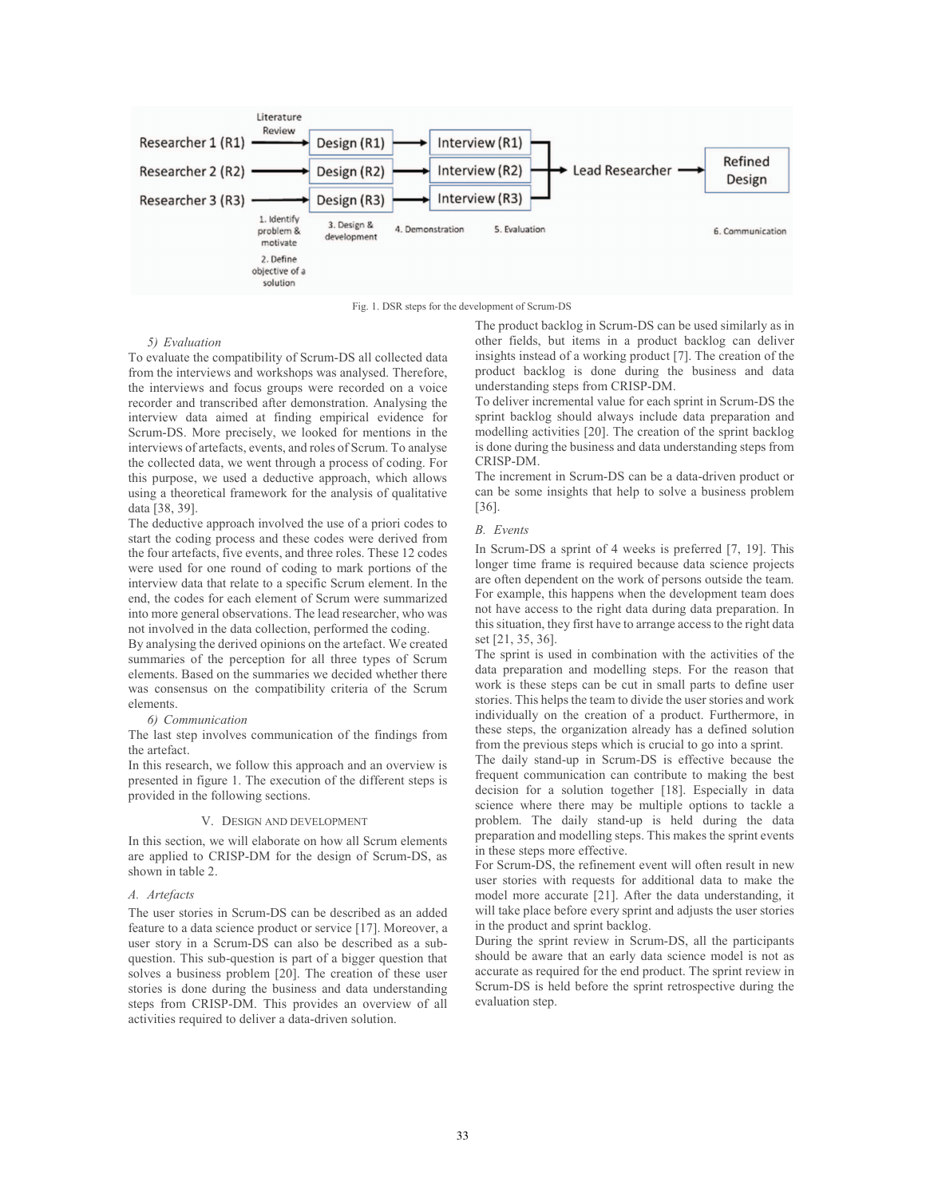Fig. 1. DSR steps for the development of Scrum-DS

*5) Evaluation*

To evaluate the compatibility of Scrum-DS all collected data from the interviews and workshops was analysed. Therefore, the interviews and focus groups were recorded on a voice recorder and transcribed after demonstration. Analysing the interview data aimed at finding empirical evidence for Scrum-DS. More precisely, we looked for mentions in the interviews of artefacts, events, and roles of Scrum. To analyse the collected data, we went through a process of coding. For this purpose, we used a deductive approach, which allows using a theoretical framework for the analysis of qualitative data [38, 39].

The deductive approach involved the use of a priori codes to start the coding process and these codes were derived from the four artefacts, five events, and three roles. These 12 codes were used for one round of coding to mark portions of the interview data that relate to a specific Scrum element. In the end, the codes for each element of Scrum were summarized into more general observations. The lead researcher, who was not involved in the data collection, performed the coding.

By analysing the derived opinions on the artefact. We created summaries of the perception for all three types of Scrum elements. Based on the summaries we decided whether there was consensus on the compatibility criteria of the Scrum elements.

*6) Communication*

The last step involves communication of the findings from the artefact.

In this research, we follow this approach and an overview is presented in figure 1. The execution of the different steps is provided in the following sections.

## V. Design and Development

In this section, we will elaborate on how all Scrum elements are applied to CRISP-DM for the design of Scrum-DS, as shown in table 2.

### A. Artefacts

The user stories in Scrum-DS can be described as an added feature to a data science product or service [17]. Moreover, a user story in a Scrum-DS can also be described as a sub-question. This sub-question is part of a bigger question that solves a business problem [20]. The creation of these user stories is done during the business and data understanding steps from CRISP-DM. This provides an overview of all activities required to deliver a data-driven solution.

The product backlog in Scrum-DS can be used similarly as in other fields, but items in a product backlog can deliver insights instead of a working product [7]. The creation of the product backlog is done during the business and data understanding steps from CRISP-DM.

To deliver incremental value for each sprint in Scrum-DS the sprint backlog should always include data preparation and modelling activities [20]. The creation of the sprint backlog is done during the business and data understanding steps from CRISP-DM.

The increment in Scrum-DS can be a data-driven product or can be some insights that help to solve a business problem [36].

### B. Events

In Scrum-DS a sprint of 4 weeks is preferred [7, 19]. This longer time frame is required because data science projects are often dependent on the work of persons outside the team. For example, this happens when the development team does not have access to the right data during data preparation. In this situation, they first have to arrange access to the right data set [21, 35, 36].

The sprint is used in combination with the activities of the data preparation and modelling steps. For the reason that work is these steps can be cut in small parts to define user stories. This helps the team to divide the user stories and work individually on the creation of a product. Furthermore, in these steps, the organization already has a defined solution from the previous steps which is crucial to go into a sprint.

The daily stand-up in Scrum-DS is effective because the frequent communication can contribute to making the best decision for a solution together [18]. Especially in data science where there may be multiple options to tackle a problem. The daily stand-up is held during the data preparation and modelling steps. This makes the sprint events in these steps more effective.

For Scrum-DS, the refinement event will often result in new user stories with requests for additional data to make the model more accurate [21]. After the data understanding, it will take place before every sprint and adjusts the user stories in the product and sprint backlog.

During the sprint review in Scrum-DS, all the participants should be aware that an early data science model is not as accurate as required for the end product. The sprint review in Scrum-DS is held before the sprint retrospective during the evaluation step.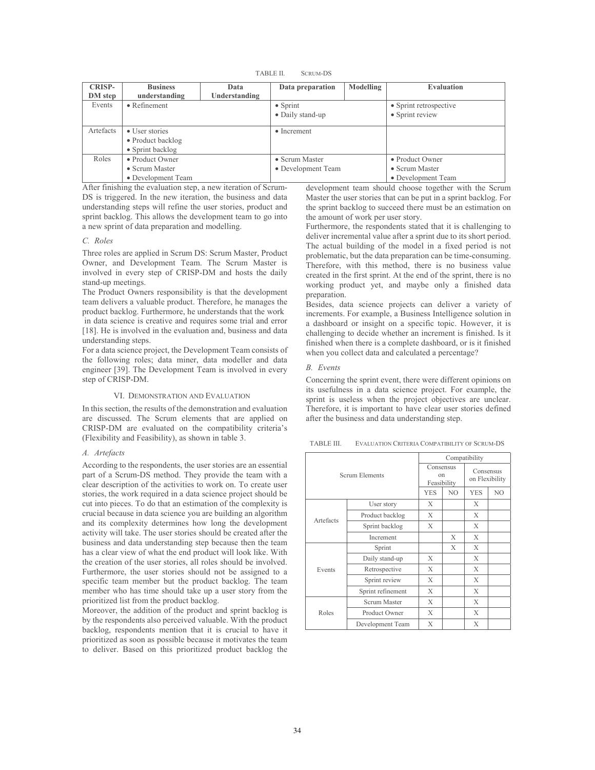TABLE II. SCRUM-DS

| CRISP-DM step | Business understanding | Data Understanding | Data preparation | Modelling | Evaluation |
|---|---|---|---|---|---|
| Events | • Refinement | | • Sprint<br>• Daily stand-up | | • Sprint retrospective<br>• Sprint review |
| Artefacts | • User stories<br>• Product backlog<br>• Sprint backlog | | • Increment | | |
| Roles | • Product Owner<br>• Scrum Master<br>• Development Team | | • Scrum Master<br>• Development Team | | • Product Owner<br>• Scrum Master<br>• Development Team |

After finishing the evaluation step, a new iteration of Scrum-DS is triggered. In the new iteration, the business and data understanding steps will refine the user stories, product and sprint backlog. This allows the development team to go into a new sprint of data preparation and modelling.

### C. Roles

Three roles are applied in Scrum DS: Scrum Master, Product Owner, and Development Team. The Scrum Master is involved in every step of CRISP-DM and hosts the daily stand-up meetings.

The Product Owners responsibility is that the development team delivers a valuable product. Therefore, he manages the product backlog. Furthermore, he understands that the work in data science is creative and requires some trial and error [18]. He is involved in the evaluation and, business and data understanding steps.

For a data science project, the Development Team consists of the following roles; data miner, data modeller and data engineer [39]. The Development Team is involved in every step of CRISP-DM.

## VI. DEMONSTRATION AND EVALUATION

In this section, the results of the demonstration and evaluation are discussed. The Scrum elements that are applied on CRISP-DM are evaluated on the compatibility criteria's (Flexibility and Feasibility), as shown in table 3.

### A. Artefacts

According to the respondents, the user stories are an essential part of a Scrum-DS method. They provide the team with a clear description of the activities to work on. To create user stories, the work required in a data science project should be cut into pieces. To do that an estimation of the complexity is crucial because in data science you are building an algorithm and its complexity determines how long the development activity will take. The user stories should be created after the business and data understanding step because then the team has a clear view of what the end product will look like. With the creation of the user stories, all roles should be involved. Furthermore, the user stories should not be assigned to a specific team member but the product backlog. The team member who has time should take up a user story from the prioritized list from the product backlog.

Moreover, the addition of the product and sprint backlog is by the respondents also perceived valuable. With the product backlog, respondents mention that it is crucial to have it prioritized as soon as possible because it motivates the team to deliver. Based on this prioritized product backlog the development team should choose together with the Scrum Master the user stories that can be put in a sprint backlog. For the sprint backlog to succeed there must be an estimation on the amount of work per user story.

Furthermore, the respondents stated that it is challenging to deliver incremental value after a sprint due to its short period. The actual building of the model in a fixed period is not problematic, but the data preparation can be time-consuming. Therefore, with this method, there is no business value created in the first sprint. At the end of the sprint, there is no working product yet, and maybe only a finished data preparation.

Besides, data science projects can deliver a variety of increments. For example, a Business Intelligence solution in a dashboard or insight on a specific topic. However, it is challenging to decide whether an increment is finished. Is it finished when there is a complete dashboard, or is it finished when you collect data and calculated a percentage?

### B. Events

Concerning the sprint event, there were different opinions on its usefulness in a data science project. For example, the sprint is useless when the project objectives are unclear. Therefore, it is important to have clear user stories defined after the business and data understanding step.

TABLE III. EVALUATION CRITERIA COMPATIBILITY OF SCRUM-DS

| Scrum Elements | | Compatibility | | | |
|---|---|---|---|---|---|
| | | Consensus on Feasibility | | Consensus on Flexibility | |
| | | YES | NO | YES | NO |
| Artefacts | User story | X | | X | |
| | Product backlog | X | | X | |
| | Sprint backlog | X | | X | |
| | Increment | | X | X | |
| Events | Sprint | | X | X | |
| | Daily stand-up | X | | X | |
| | Retrospective | X | | X | |
| | Sprint review | X | | X | |
| | Sprint refinement | X | | X | |
| Roles | Scrum Master | X | | X | |
| | Product Owner | X | | X | |
| | Development Team | X | | X | |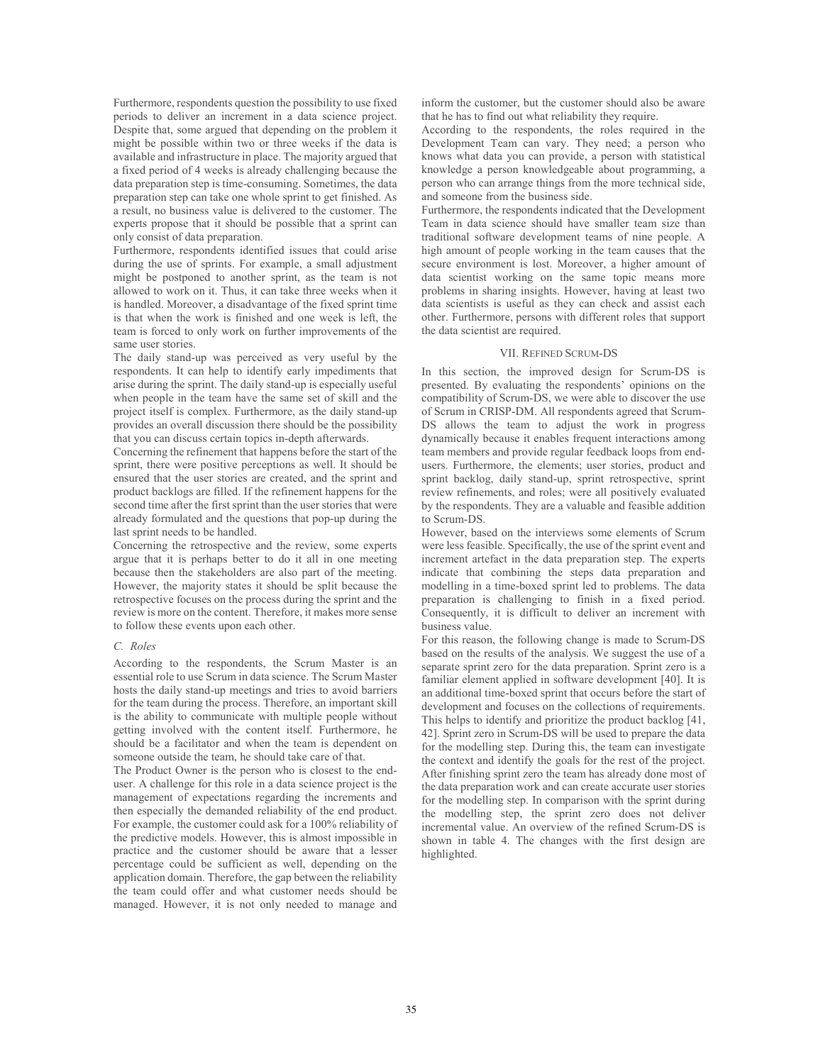Furthermore, respondents question the possibility to use fixed periods to deliver an increment in a data science project. Despite that, some argued that depending on the problem it might be possible within two or three weeks if the data is available and infrastructure in place. The majority argued that a fixed period of 4 weeks is already challenging because the data preparation step is time-consuming. Sometimes, the data preparation step can take one whole sprint to get finished. As a result, no business value is delivered to the customer. The experts propose that it should be possible that a sprint can only consist of data preparation.

Furthermore, respondents identified issues that could arise during the use of sprints. For example, a small adjustment might be postponed to another sprint, as the team is not allowed to work on it. Thus, it can take three weeks when it is handled. Moreover, a disadvantage of the fixed sprint time is that when the work is finished and one week is left, the team is forced to only work on further improvements of the same user stories.

The daily stand-up was perceived as very useful by the respondents. It can help to identify early impediments that arise during the sprint. The daily stand-up is especially useful when people in the team have the same set of skill and the project itself is complex. Furthermore, as the daily stand-up provides an overall discussion there should be the possibility that you can discuss certain topics in-depth afterwards.

Concerning the refinement that happens before the start of the sprint, there were positive perceptions as well. It should be ensured that the user stories are created, and the sprint and product backlogs are filled. If the refinement happens for the second time after the first sprint than the user stories that were already formulated and the questions that pop-up during the last sprint needs to be handled.

Concerning the retrospective and the review, some experts argue that it is perhaps better to do it all in one meeting because then the stakeholders are also part of the meeting. However, the majority states it should be split because the retrospective focuses on the process during the sprint and the review is more on the content. Therefore, it makes more sense to follow these events upon each other.

### C. Roles

According to the respondents, the Scrum Master is an essential role to use Scrum in data science. The Scrum Master hosts the daily stand-up meetings and tries to avoid barriers for the team during the process. Therefore, an important skill is the ability to communicate with multiple people without getting involved with the content itself. Furthermore, he should be a facilitator and when the team is dependent on someone outside the team, he should take care of that.

The Product Owner is the person who is closest to the end-user. A challenge for this role in a data science project is the management of expectations regarding the increments and then especially the demanded reliability of the end product. For example, the customer could ask for a 100% reliability of the predictive models. However, this is almost impossible in practice and the customer should be aware that a lesser percentage could be sufficient as well, depending on the application domain. Therefore, the gap between the reliability the team could offer and what customer needs should be managed. However, it is not only needed to manage and inform the customer, but the customer should also be aware that he has to find out what reliability they require.

According to the respondents, the roles required in the Development Team can vary. They need; a person who knows what data you can provide, a person with statistical knowledge a person knowledgeable about programming, a person who can arrange things from the more technical side, and someone from the business side.

Furthermore, the respondents indicated that the Development Team in data science should have smaller team size than traditional software development teams of nine people. A high amount of people working in the team causes that the secure environment is lost. Moreover, a higher amount of data scientist working on the same topic means more problems in sharing insights. However, having at least two data scientists is useful as they can check and assist each other. Furthermore, persons with different roles that support the data scientist are required.

## VII. Refined Scrum-DS

In this section, the improved design for Scrum-DS is presented. By evaluating the respondents' opinions on the compatibility of Scrum-DS, we were able to discover the use of Scrum in CRISP-DM. All respondents agreed that Scrum-DS allows the team to adjust the work in progress dynamically because it enables frequent interactions among team members and provide regular feedback loops from end-users. Furthermore, the elements; user stories, product and sprint backlog, daily stand-up, sprint retrospective, sprint review refinements, and roles; were all positively evaluated by the respondents. They are a valuable and feasible addition to Scrum-DS.

However, based on the interviews some elements of Scrum were less feasible. Specifically, the use of the sprint event and increment artefact in the data preparation step. The experts indicate that combining the steps data preparation and modelling in a time-boxed sprint led to problems. The data preparation is challenging to finish in a fixed period. Consequently, it is difficult to deliver an increment with business value.

For this reason, the following change is made to Scrum-DS based on the results of the analysis. We suggest the use of a separate sprint zero for the data preparation. Sprint zero is a familiar element applied in software development [40]. It is an additional time-boxed sprint that occurs before the start of development and focuses on the collections of requirements. This helps to identify and prioritize the product backlog [41, 42]. Sprint zero in Scrum-DS will be used to prepare the data for the modelling step. During this, the team can investigate the context and identify the goals for the rest of the project. After finishing sprint zero the team has already done most of the data preparation work and can create accurate user stories for the modelling step. In comparison with the sprint during the modelling step, the sprint zero does not deliver incremental value. An overview of the refined Scrum-DS is shown in table 4. The changes with the first design are highlighted.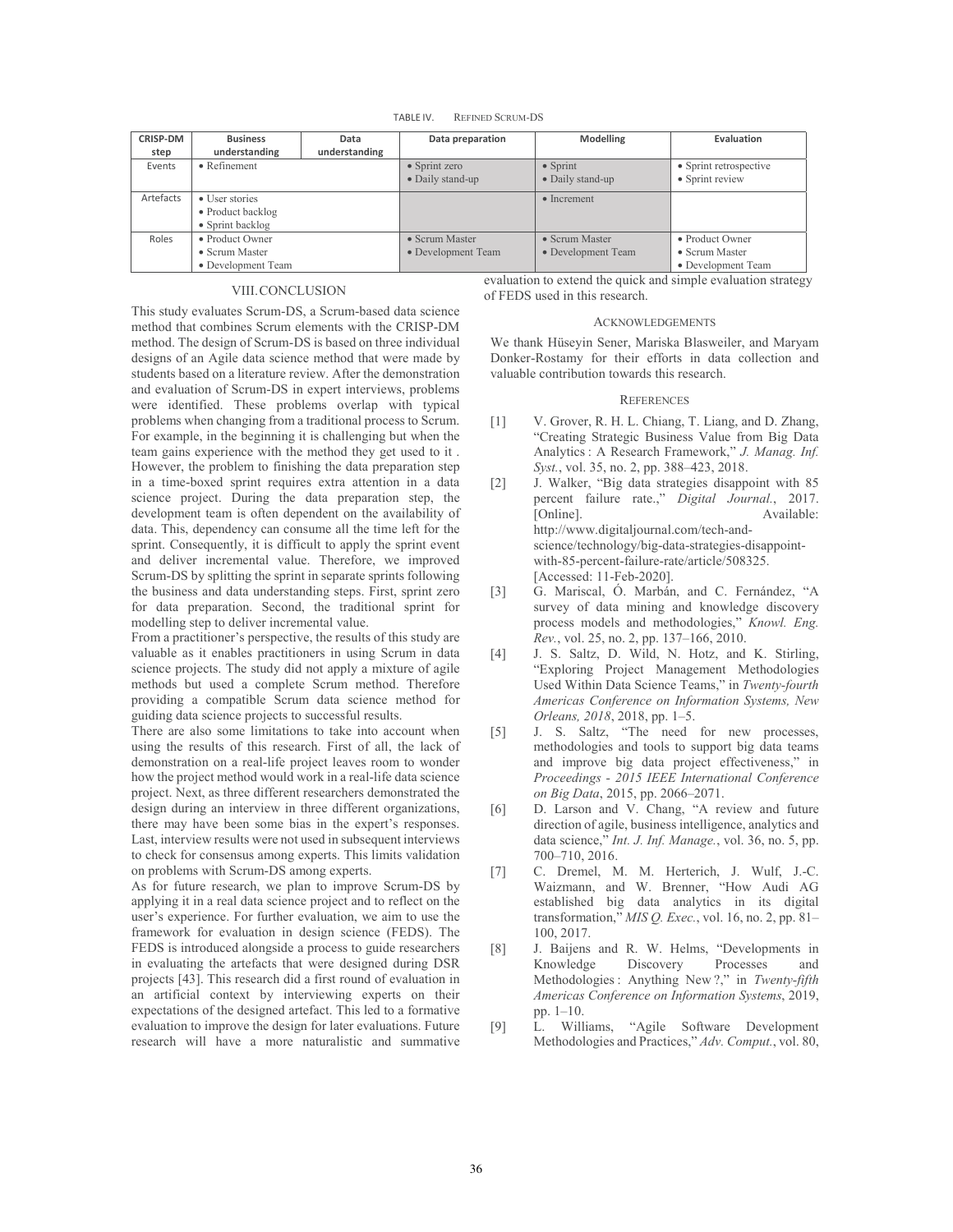TABLE IV. REFINED SCRUM-DS

| CRISP-DM step | Business understanding | Data understanding | Data preparation | Modelling | Evaluation |
|---|---|---|---|---|---|
| Events | • Refinement | | • Sprint zero<br>• Daily stand-up | • Sprint<br>• Daily stand-up | • Sprint retrospective<br>• Sprint review |
| Artefacts | • User stories<br>• Product backlog<br>• Sprint backlog | | | • Increment | |
| Roles | • Product Owner<br>• Scrum Master<br>• Development Team | | • Scrum Master<br>• Development Team | • Scrum Master<br>• Development Team | • Product Owner<br>• Scrum Master<br>• Development Team |

## VIII. CONCLUSION

This study evaluates Scrum-DS, a Scrum-based data science method that combines Scrum elements with the CRISP-DM method. The design of Scrum-DS is based on three individual designs of an Agile data science method that were made by students based on a literature review. After the demonstration and evaluation of Scrum-DS in expert interviews, problems were identified. These problems overlap with typical problems when changing from a traditional process to Scrum. For example, in the beginning it is challenging but when the team gains experience with the method they get used to it . However, the problem to finishing the data preparation step in a time-boxed sprint requires extra attention in a data science project. During the data preparation step, the development team is often dependent on the availability of data. This, dependency can consume all the time left for the sprint. Consequently, it is difficult to apply the sprint event and deliver incremental value. Therefore, we improved Scrum-DS by splitting the sprint in separate sprints following the business and data understanding steps. First, sprint zero for data preparation. Second, the traditional sprint for modelling step to deliver incremental value.

From a practitioner's perspective, the results of this study are valuable as it enables practitioners in using Scrum in data science projects. The study did not apply a mixture of agile methods but used a complete Scrum method. Therefore providing a compatible Scrum data science method for guiding data science projects to successful results.

There are also some limitations to take into account when using the results of this research. First of all, the lack of demonstration on a real-life project leaves room to wonder how the project method would work in a real-life data science project. Next, as three different researchers demonstrated the design during an interview in three different organizations, there may have been some bias in the expert's responses. Last, interview results were not used in subsequent interviews to check for consensus among experts. This limits validation on problems with Scrum-DS among experts.

As for future research, we plan to improve Scrum-DS by applying it in a real data science project and to reflect on the user's experience. For further evaluation, we aim to use the framework for evaluation in design science (FEDS). The FEDS is introduced alongside a process to guide researchers in evaluating the artefacts that were designed during DSR projects [43]. This research did a first round of evaluation in an artificial context by interviewing experts on their expectations of the designed artefact. This led to a formative evaluation to improve the design for later evaluations. Future research will have a more naturalistic and summative evaluation to extend the quick and simple evaluation strategy of FEDS used in this research.

### ACKNOWLEDGEMENTS

We thank Hüseyin Sener, Mariska Blasweiler, and Maryam Donker-Rostamy for their efforts in data collection and valuable contribution towards this research.

### REFERENCES

[1] V. Grover, R. H. L. Chiang, T. Liang, and D. Zhang, "Creating Strategic Business Value from Big Data Analytics : A Research Framework," *J. Manag. Inf. Syst.*, vol. 35, no. 2, pp. 388–423, 2018.

[2] J. Walker, "Big data strategies disappoint with 85 percent failure rate.," *Digital Journal.*, 2017. [Online]. Available: http://www.digitaljournal.com/tech-and-science/technology/big-data-strategies-disappoint-with-85-percent-failure-rate/article/508325. [Accessed: 11-Feb-2020].

[3] G. Mariscal, Ó. Marbán, and C. Fernández, "A survey of data mining and knowledge discovery process models and methodologies," *Knowl. Eng. Rev.*, vol. 25, no. 2, pp. 137–166, 2010.

[4] J. S. Saltz, D. Wild, N. Hotz, and K. Stirling, "Exploring Project Management Methodologies Used Within Data Science Teams," in *Twenty-fourth Americas Conference on Information Systems, New Orleans, 2018*, 2018, pp. 1–5.

[5] J. S. Saltz, "The need for new processes, methodologies and tools to support big data teams and improve big data project effectiveness," in *Proceedings - 2015 IEEE International Conference on Big Data*, 2015, pp. 2066–2071.

[6] D. Larson and V. Chang, "A review and future direction of agile, business intelligence, analytics and data science," *Int. J. Inf. Manage.*, vol. 36, no. 5, pp. 700–710, 2016.

[7] C. Dremel, M. M. Herterich, J. Wulf, J.-C. Waizmann, and W. Brenner, "How Audi AG established big data analytics in its digital transformation," *MIS Q. Exec.*, vol. 16, no. 2, pp. 81–100, 2017.

[8] J. Baijens and R. W. Helms, "Developments in Knowledge Discovery Processes and Methodologies : Anything New ?," in *Twenty-fifth Americas Conference on Information Systems*, 2019, pp. 1–10.

[9] L. Williams, "Agile Software Development Methodologies and Practices," *Adv. Comput.*, vol. 80,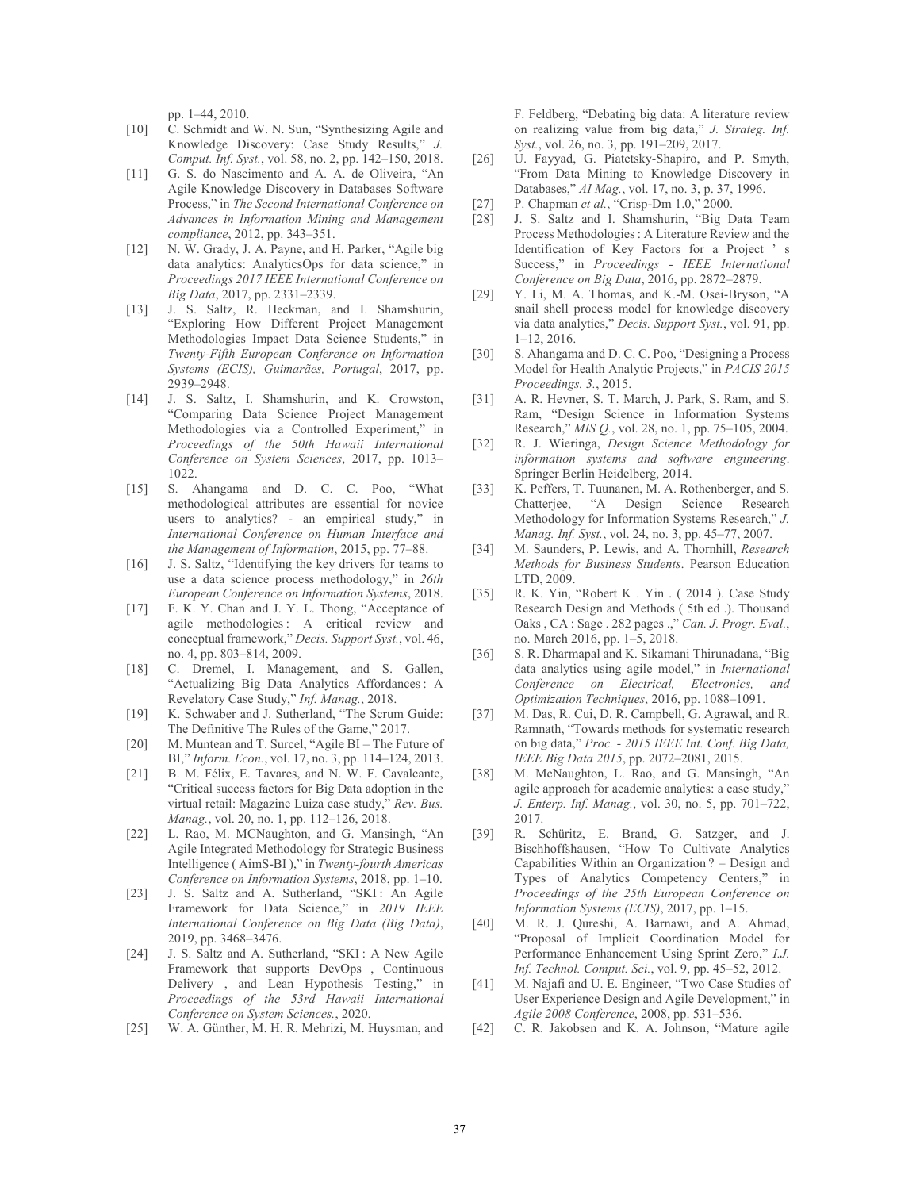pp. 1–44, 2010.

[10] C. Schmidt and W. N. Sun, "Synthesizing Agile and Knowledge Discovery: Case Study Results," *J. Comput. Inf. Syst.*, vol. 58, no. 2, pp. 142–150, 2018.

[11] G. S. do Nascimento and A. A. de Oliveira, "An Agile Knowledge Discovery in Databases Software Process," in *The Second International Conference on Advances in Information Mining and Management compliance*, 2012, pp. 343–351.

[12] N. W. Grady, J. A. Payne, and H. Parker, "Agile big data analytics: AnalyticsOps for data science," in *Proceedings 2017 IEEE International Conference on Big Data*, 2017, pp. 2331–2339.

[13] J. S. Saltz, R. Heckman, and I. Shamshurin, "Exploring How Different Project Management Methodologies Impact Data Science Students," in *Twenty-Fifth European Conference on Information Systems (ECIS), Guimarães, Portugal*, 2017, pp. 2939–2948.

[14] J. S. Saltz, I. Shamshurin, and K. Crowston, "Comparing Data Science Project Management Methodologies via a Controlled Experiment," in *Proceedings of the 50th Hawaii International Conference on System Sciences*, 2017, pp. 1013–1022.

[15] S. Ahangama and D. C. C. Poo, "What methodological attributes are essential for novice users to analytics? - an empirical study," in *International Conference on Human Interface and the Management of Information*, 2015, pp. 77–88.

[16] J. S. Saltz, "Identifying the key drivers for teams to use a data science process methodology," in *26th European Conference on Information Systems*, 2018.

[17] F. K. Y. Chan and J. Y. L. Thong, "Acceptance of agile methodologies : A critical review and conceptual framework," *Decis. Support Syst.*, vol. 46, no. 4, pp. 803–814, 2009.

[18] C. Dremel, I. Management, and S. Gallen, "Actualizing Big Data Analytics Affordances : A Revelatory Case Study," *Inf. Manag.*, 2018.

[19] K. Schwaber and J. Sutherland, "The Scrum Guide: The Definitive The Rules of the Game," 2017.

[20] M. Muntean and T. Surcel, "Agile BI – The Future of BI," *Inform. Econ.*, vol. 17, no. 3, pp. 114–124, 2013.

[21] B. M. Félix, E. Tavares, and N. W. F. Cavalcante, "Critical success factors for Big Data adoption in the virtual retail: Magazine Luiza case study," *Rev. Bus. Manag.*, vol. 20, no. 1, pp. 112–126, 2018.

[22] L. Rao, M. MCNaughton, and G. Mansingh, "An Agile Integrated Methodology for Strategic Business Intelligence ( AimS-BI )," in *Twenty-fourth Americas Conference on Information Systems*, 2018, pp. 1–10.

[23] J. S. Saltz and A. Sutherland, "SKI : An Agile Framework for Data Science," in *2019 IEEE International Conference on Big Data (Big Data)*, 2019, pp. 3468–3476.

[24] J. S. Saltz and A. Sutherland, "SKI : A New Agile Framework that supports DevOps , Continuous Delivery , and Lean Hypothesis Testing," in *Proceedings of the 53rd Hawaii International Conference on System Sciences.*, 2020.

[25] W. A. Günther, M. H. R. Mehrizi, M. Huysman, and F. Feldberg, "Debating big data: A literature review on realizing value from big data," *J. Strateg. Inf. Syst.*, vol. 26, no. 3, pp. 191–209, 2017.

[26] U. Fayyad, G. Piatetsky-Shapiro, and P. Smyth, "From Data Mining to Knowledge Discovery in Databases," *AI Mag.*, vol. 17, no. 3, p. 37, 1996.

[27] P. Chapman *et al.*, "Crisp-Dm 1.0," 2000.

[28] J. S. Saltz and I. Shamshurin, "Big Data Team Process Methodologies : A Literature Review and the Identification of Key Factors for a Project ' s Success," in *Proceedings - IEEE International Conference on Big Data*, 2016, pp. 2872–2879.

[29] Y. Li, M. A. Thomas, and K.-M. Osei-Bryson, "A snail shell process model for knowledge discovery via data analytics," *Decis. Support Syst.*, vol. 91, pp. 1–12, 2016.

[30] S. Ahangama and D. C. C. Poo, "Designing a Process Model for Health Analytic Projects," in *PACIS 2015 Proceedings. 3.*, 2015.

[31] A. R. Hevner, S. T. March, J. Park, S. Ram, and S. Ram, "Design Science in Information Systems Research," *MIS Q.*, vol. 28, no. 1, pp. 75–105, 2004.

[32] R. J. Wieringa, *Design Science Methodology for information systems and software engineering*. Springer Berlin Heidelberg, 2014.

[33] K. Peffers, T. Tuunanen, M. A. Rothenberger, and S. Chatterjee, "A Design Science Research Methodology for Information Systems Research," *J. Manag. Inf. Syst.*, vol. 24, no. 3, pp. 45–77, 2007.

[34] M. Saunders, P. Lewis, and A. Thornhill, *Research Methods for Business Students*. Pearson Education LTD, 2009.

[35] R. K. Yin, "Robert K . Yin . ( 2014 ). Case Study Research Design and Methods ( 5th ed .). Thousand Oaks , CA : Sage . 282 pages .," *Can. J. Progr. Eval.*, no. March 2016, pp. 1–5, 2018.

[36] S. R. Dharmapal and K. Sikamani Thirunadana, "Big data analytics using agile model," in *International Conference on Electrical, Electronics, and Optimization Techniques*, 2016, pp. 1088–1091.

[37] M. Das, R. Cui, D. R. Campbell, G. Agrawal, and R. Ramnath, "Towards methods for systematic research on big data," *Proc. - 2015 IEEE Int. Conf. Big Data, IEEE Big Data 2015*, pp. 2072–2081, 2015.

[38] M. McNaughton, L. Rao, and G. Mansingh, "An agile approach for academic analytics: a case study," *J. Enterp. Inf. Manag.*, vol. 30, no. 5, pp. 701–722, 2017.

[39] R. Schüritz, E. Brand, G. Satzger, and J. Bischhoffshausen, "How To Cultivate Analytics Capabilities Within an Organization ? – Design and Types of Analytics Competency Centers," in *Proceedings of the 25th European Conference on Information Systems (ECIS)*, 2017, pp. 1–15.

[40] M. R. J. Qureshi, A. Barnawi, and A. Ahmad, "Proposal of Implicit Coordination Model for Performance Enhancement Using Sprint Zero," *I.J. Inf. Technol. Comput. Sci.*, vol. 9, pp. 45–52, 2012.

[41] M. Najafi and U. E. Engineer, "Two Case Studies of User Experience Design and Agile Development," in *Agile 2008 Conference*, 2008, pp. 531–536.

[42] C. R. Jakobsen and K. A. Johnson, "Mature agile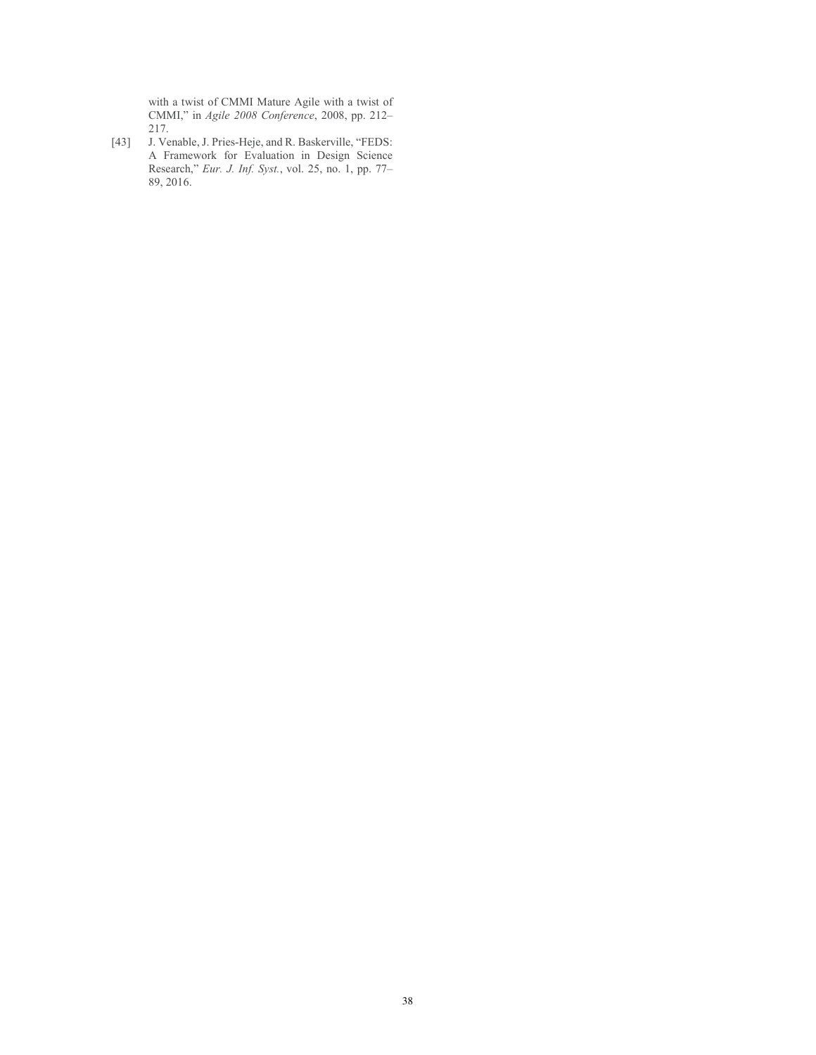with a twist of CMMI Mature Agile with a twist of CMMI," in *Agile 2008 Conference*, 2008, pp. 212–217.

[43] J. Venable, J. Pries-Heje, and R. Baskerville, "FEDS: A Framework for Evaluation in Design Science Research," *Eur. J. Inf. Syst.*, vol. 25, no. 1, pp. 77–89, 2016.